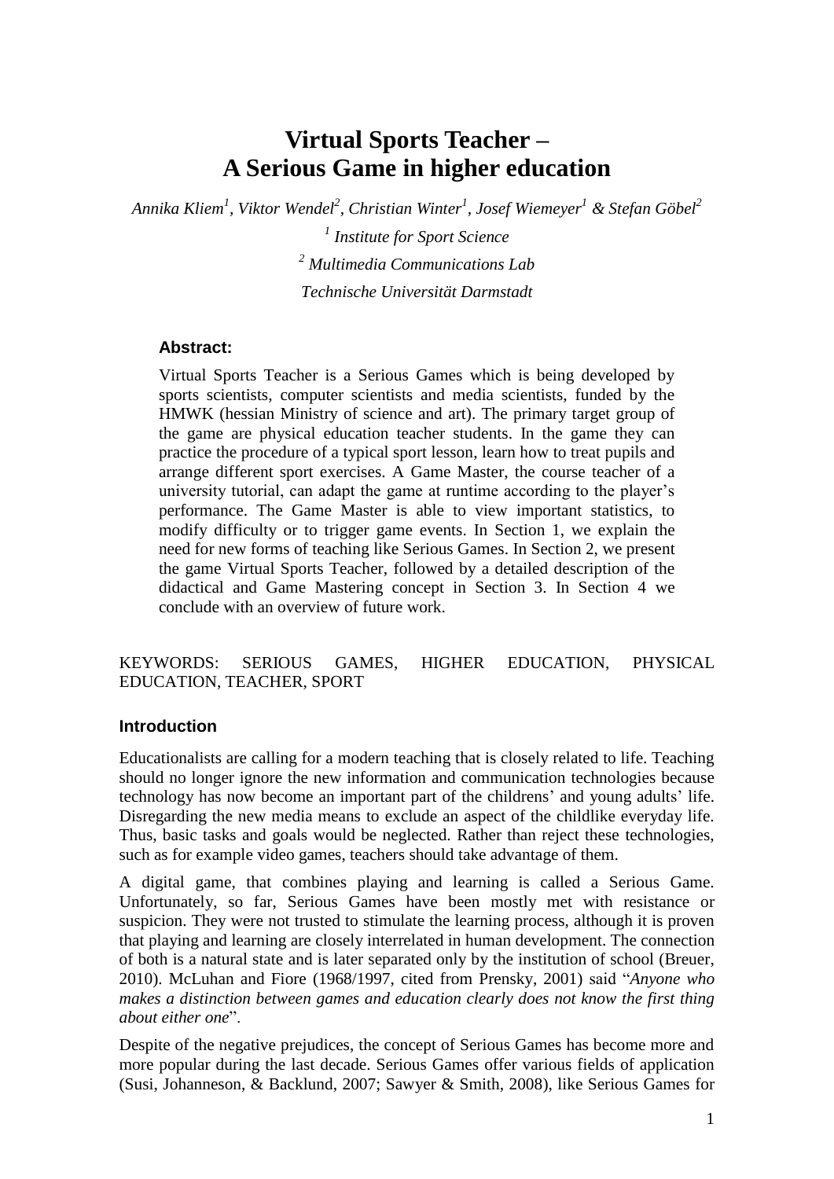# Virtual Sports Teacher – A Serious Game in higher education

*Annika Kliem[1], Viktor Wendel[2], Christian Winter[1], Josef Wiemeyer[1] & Stefan Göbel[2]*

*[1] Institute for Sport Science*

*[2] Multimedia Communications Lab*

*Technische Universität Darmstadt*

### Abstract:

Virtual Sports Teacher is a Serious Games which is being developed by sports scientists, computer scientists and media scientists, funded by the HMWK (hessian Ministry of science and art). The primary target group of the game are physical education teacher students. In the game they can practice the procedure of a typical sport lesson, learn how to treat pupils and arrange different sport exercises. A Game Master, the course teacher of a university tutorial, can adapt the game at runtime according to the player's performance. The Game Master is able to view important statistics, to modify difficulty or to trigger game events. In Section 1, we explain the need for new forms of teaching like Serious Games. In Section 2, we present the game Virtual Sports Teacher, followed by a detailed description of the didactical and Game Mastering concept in Section 3. In Section 4 we conclude with an overview of future work.

KEYWORDS: SERIOUS GAMES, HIGHER EDUCATION, PHYSICAL EDUCATION, TEACHER, SPORT

## Introduction

Educationalists are calling for a modern teaching that is closely related to life. Teaching should no longer ignore the new information and communication technologies because technology has now become an important part of the childrens' and young adults' life. Disregarding the new media means to exclude an aspect of the childlike everyday life. Thus, basic tasks and goals would be neglected. Rather than reject these technologies, such as for example video games, teachers should take advantage of them.

A digital game, that combines playing and learning is called a Serious Game. Unfortunately, so far, Serious Games have been mostly met with resistance or suspicion. They were not trusted to stimulate the learning process, although it is proven that playing and learning are closely interrelated in human development. The connection of both is a natural state and is later separated only by the institution of school (Breuer, 2010). McLuhan and Fiore (1968/1997, cited from Prensky, 2001) said "*Anyone who makes a distinction between games and education clearly does not know the first thing about either one*".

Despite of the negative prejudices, the concept of Serious Games has become more and more popular during the last decade. Serious Games offer various fields of application (Susi, Johanneson, & Backlund, 2007; Sawyer & Smith, 2008), like Serious Games for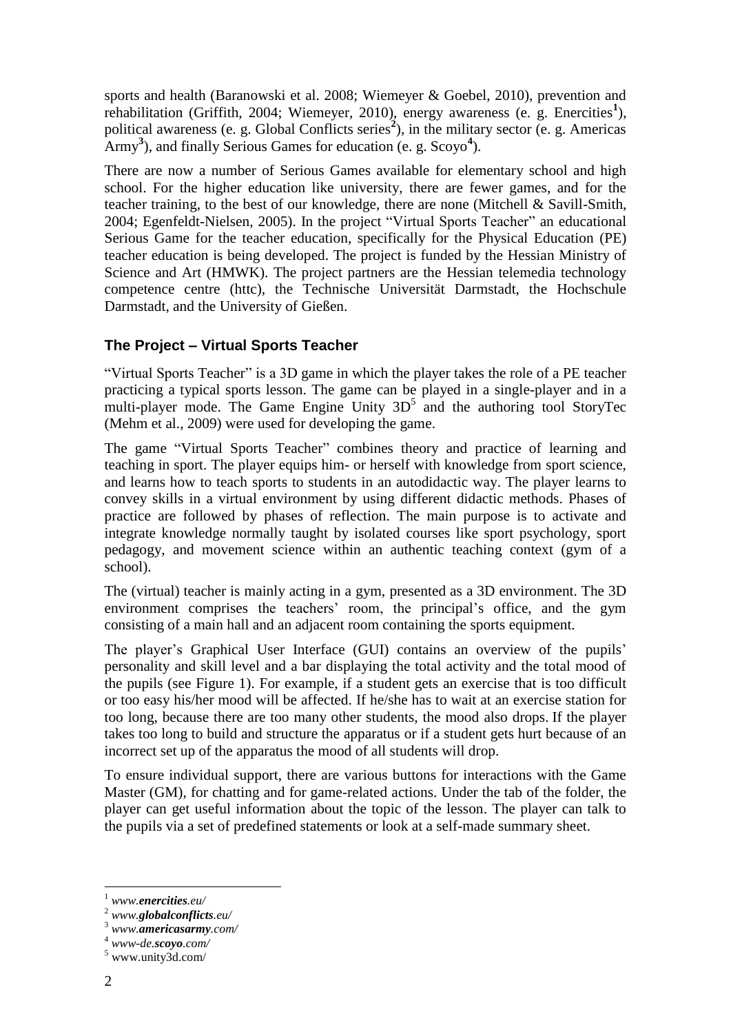sports and health (Baranowski et al. 2008; Wiemeyer & Goebel, 2010), prevention and rehabilitation (Griffith, 2004; Wiemeyer, 2010), energy awareness (e. g. Enercities[1]), political awareness (e. g. Global Conflicts series[2]), in the military sector (e. g. Americas Army[3]), and finally Serious Games for education (e. g. Scoyo[4]).

There are now a number of Serious Games available for elementary school and high school. For the higher education like university, there are fewer games, and for the teacher training, to the best of our knowledge, there are none (Mitchell & Savill-Smith, 2004; Egenfeldt-Nielsen, 2005). In the project "Virtual Sports Teacher" an educational Serious Game for the teacher education, specifically for the Physical Education (PE) teacher education is being developed. The project is funded by the Hessian Ministry of Science and Art (HMWK). The project partners are the Hessian telemedia technology competence centre (httc), the Technische Universität Darmstadt, the Hochschule Darmstadt, and the University of Gießen.

## The Project – Virtual Sports Teacher

"Virtual Sports Teacher" is a 3D game in which the player takes the role of a PE teacher practicing a typical sports lesson. The game can be played in a single-player and in a multi-player mode. The Game Engine Unity 3D[5] and the authoring tool StoryTec (Mehm et al., 2009) were used for developing the game.

The game "Virtual Sports Teacher" combines theory and practice of learning and teaching in sport. The player equips him- or herself with knowledge from sport science, and learns how to teach sports to students in an autodidactic way. The player learns to convey skills in a virtual environment by using different didactic methods. Phases of practice are followed by phases of reflection. The main purpose is to activate and integrate knowledge normally taught by isolated courses like sport psychology, sport pedagogy, and movement science within an authentic teaching context (gym of a school).

The (virtual) teacher is mainly acting in a gym, presented as a 3D environment. The 3D environment comprises the teachers' room, the principal's office, and the gym consisting of a main hall and an adjacent room containing the sports equipment.

The player's Graphical User Interface (GUI) contains an overview of the pupils' personality and skill level and a bar displaying the total activity and the total mood of the pupils (see Figure 1). For example, if a student gets an exercise that is too difficult or too easy his/her mood will be affected. If he/she has to wait at an exercise station for too long, because there are too many other students, the mood also drops. If the player takes too long to build and structure the apparatus or if a student gets hurt because of an incorrect set up of the apparatus the mood of all students will drop.

To ensure individual support, there are various buttons for interactions with the Game Master (GM), for chatting and for game-related actions. Under the tab of the folder, the player can get useful information about the topic of the lesson. The player can talk to the pupils via a set of predefined statements or look at a self-made summary sheet.

---

[1] *www.**enercities**.eu/*
[2] *www.**globalconflicts**.eu/*
[3] *www.**americasarmy**.com/*
[4] *www-de.**scoyo**.com/*
[5] www.unity3d.com/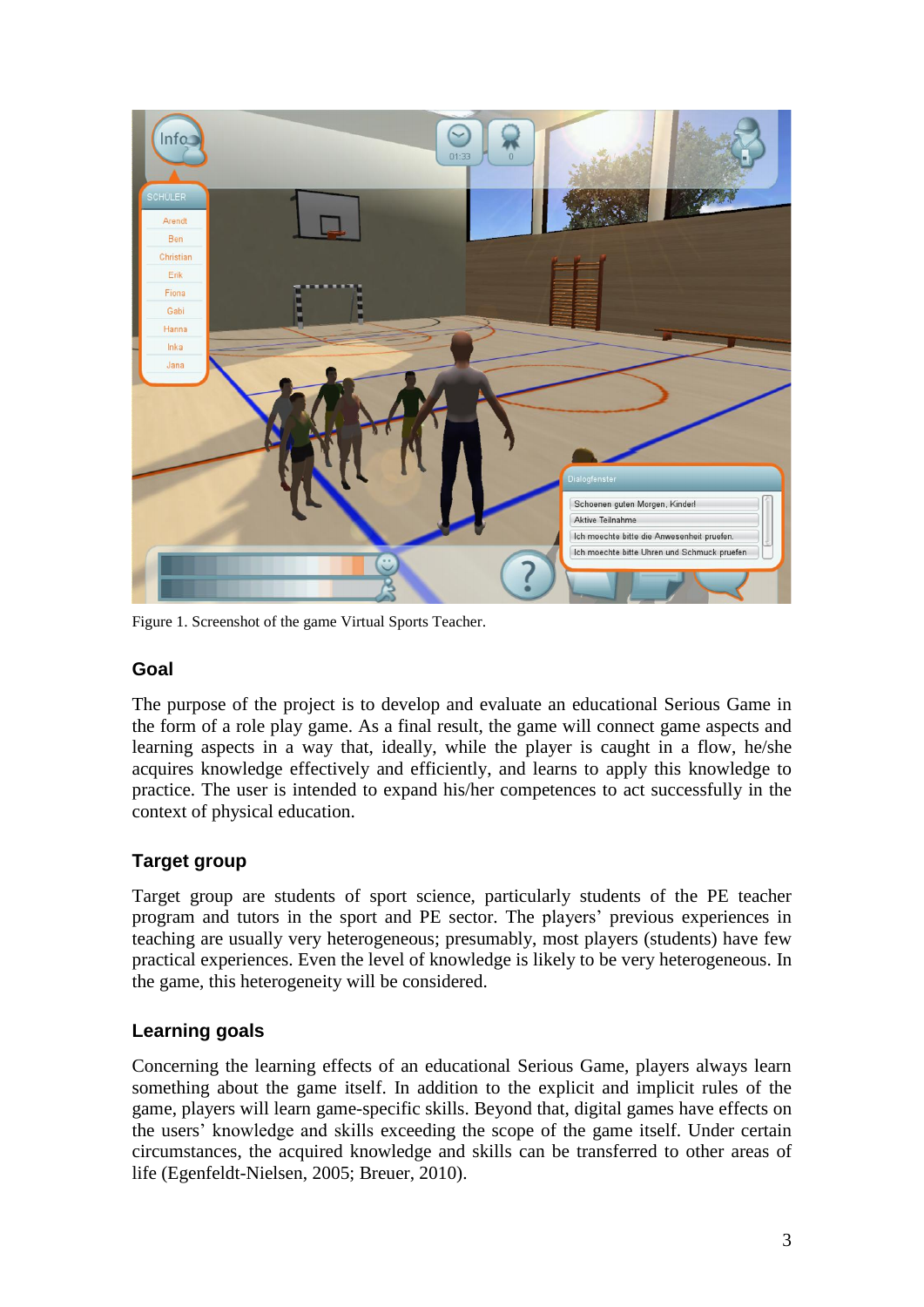Figure 1. Screenshot of the game Virtual Sports Teacher.

## Goal

The purpose of the project is to develop and evaluate an educational Serious Game in the form of a role play game. As a final result, the game will connect game aspects and learning aspects in a way that, ideally, while the player is caught in a flow, he/she acquires knowledge effectively and efficiently, and learns to apply this knowledge to practice. The user is intended to expand his/her competences to act successfully in the context of physical education.

## Target group

Target group are students of sport science, particularly students of the PE teacher program and tutors in the sport and PE sector. The players' previous experiences in teaching are usually very heterogeneous; presumably, most players (students) have few practical experiences. Even the level of knowledge is likely to be very heterogeneous. In the game, this heterogeneity will be considered.

## Learning goals

Concerning the learning effects of an educational Serious Game, players always learn something about the game itself. In addition to the explicit and implicit rules of the game, players will learn game-specific skills. Beyond that, digital games have effects on the users' knowledge and skills exceeding the scope of the game itself. Under certain circumstances, the acquired knowledge and skills can be transferred to other areas of life (Egenfeldt-Nielsen, 2005; Breuer, 2010).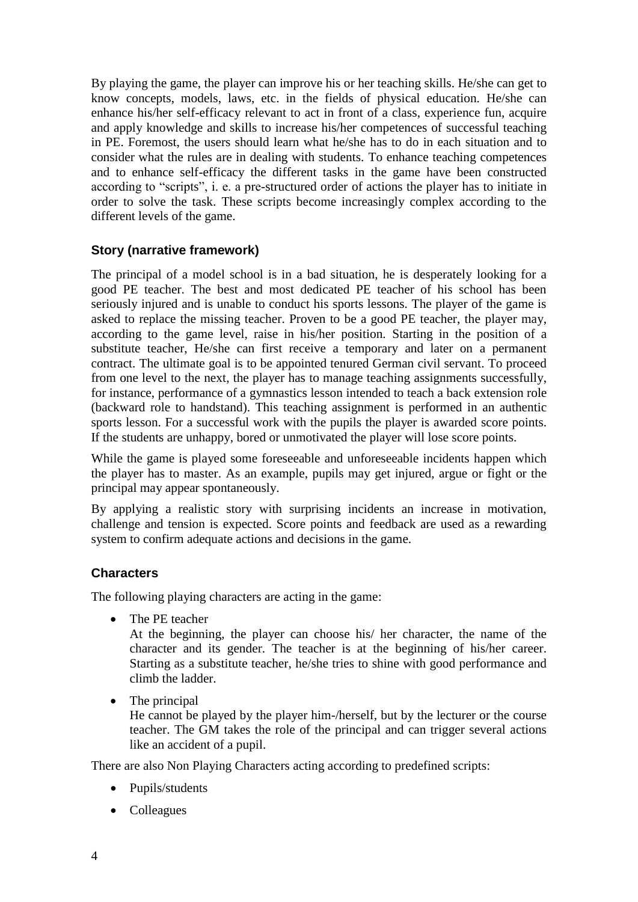By playing the game, the player can improve his or her teaching skills. He/she can get to know concepts, models, laws, etc. in the fields of physical education. He/she can enhance his/her self-efficacy relevant to act in front of a class, experience fun, acquire and apply knowledge and skills to increase his/her competences of successful teaching in PE. Foremost, the users should learn what he/she has to do in each situation and to consider what the rules are in dealing with students. To enhance teaching competences and to enhance self-efficacy the different tasks in the game have been constructed according to "scripts", i. e. a pre-structured order of actions the player has to initiate in order to solve the task. These scripts become increasingly complex according to the different levels of the game.

### Story (narrative framework)

The principal of a model school is in a bad situation, he is desperately looking for a good PE teacher. The best and most dedicated PE teacher of his school has been seriously injured and is unable to conduct his sports lessons. The player of the game is asked to replace the missing teacher. Proven to be a good PE teacher, the player may, according to the game level, raise in his/her position. Starting in the position of a substitute teacher, He/she can first receive a temporary and later on a permanent contract. The ultimate goal is to be appointed tenured German civil servant. To proceed from one level to the next, the player has to manage teaching assignments successfully, for instance, performance of a gymnastics lesson intended to teach a back extension role (backward role to handstand). This teaching assignment is performed in an authentic sports lesson. For a successful work with the pupils the player is awarded score points. If the students are unhappy, bored or unmotivated the player will lose score points.

While the game is played some foreseeable and unforeseeable incidents happen which the player has to master. As an example, pupils may get injured, argue or fight or the principal may appear spontaneously.

By applying a realistic story with surprising incidents an increase in motivation, challenge and tension is expected. Score points and feedback are used as a rewarding system to confirm adequate actions and decisions in the game.

### Characters

The following playing characters are acting in the game:

- The PE teacher
  At the beginning, the player can choose his/ her character, the name of the character and its gender. The teacher is at the beginning of his/her career. Starting as a substitute teacher, he/she tries to shine with good performance and climb the ladder.
- The principal
  He cannot be played by the player him-/herself, but by the lecturer or the course teacher. The GM takes the role of the principal and can trigger several actions like an accident of a pupil.

There are also Non Playing Characters acting according to predefined scripts:

- Pupils/students
- Colleagues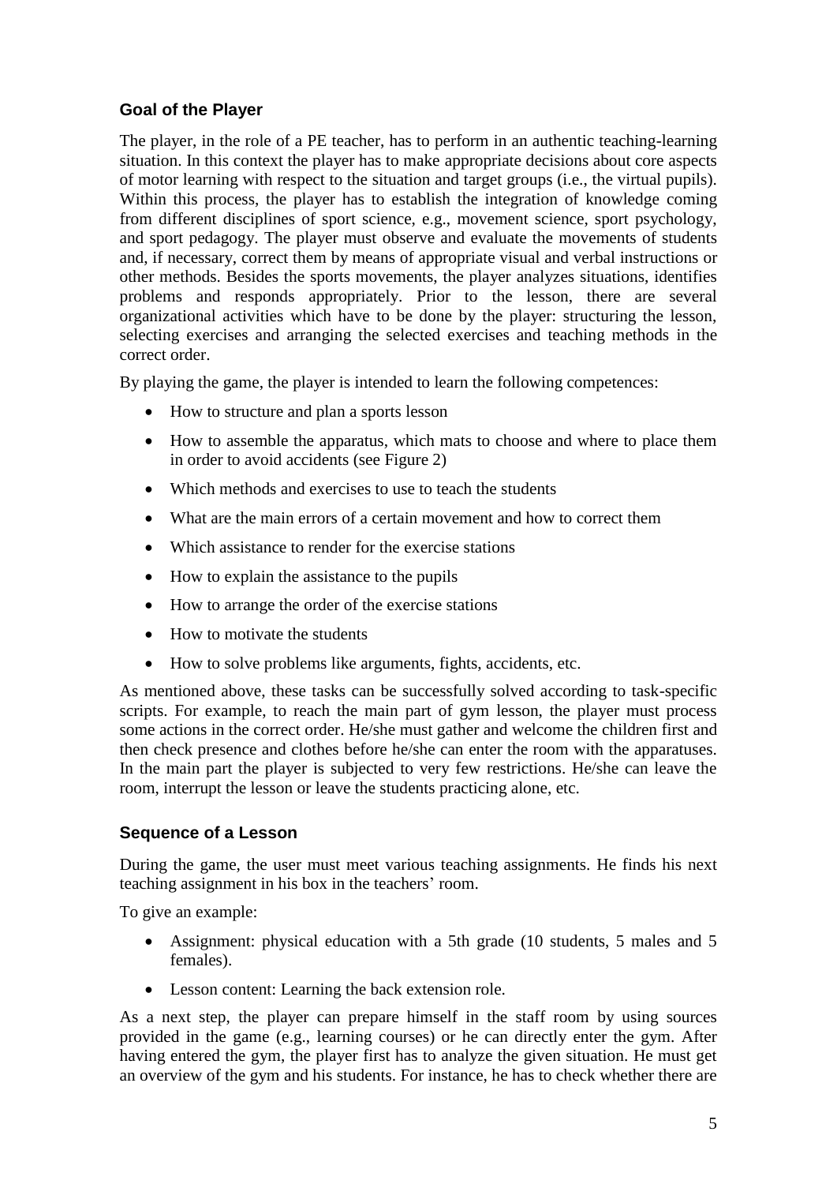### Goal of the Player

The player, in the role of a PE teacher, has to perform in an authentic teaching-learning situation. In this context the player has to make appropriate decisions about core aspects of motor learning with respect to the situation and target groups (i.e., the virtual pupils). Within this process, the player has to establish the integration of knowledge coming from different disciplines of sport science, e.g., movement science, sport psychology, and sport pedagogy. The player must observe and evaluate the movements of students and, if necessary, correct them by means of appropriate visual and verbal instructions or other methods. Besides the sports movements, the player analyzes situations, identifies problems and responds appropriately. Prior to the lesson, there are several organizational activities which have to be done by the player: structuring the lesson, selecting exercises and arranging the selected exercises and teaching methods in the correct order.

By playing the game, the player is intended to learn the following competences:

- How to structure and plan a sports lesson
- How to assemble the apparatus, which mats to choose and where to place them in order to avoid accidents (see Figure 2)
- Which methods and exercises to use to teach the students
- What are the main errors of a certain movement and how to correct them
- Which assistance to render for the exercise stations
- How to explain the assistance to the pupils
- How to arrange the order of the exercise stations
- How to motivate the students
- How to solve problems like arguments, fights, accidents, etc.

As mentioned above, these tasks can be successfully solved according to task-specific scripts. For example, to reach the main part of gym lesson, the player must process some actions in the correct order. He/she must gather and welcome the children first and then check presence and clothes before he/she can enter the room with the apparatuses. In the main part the player is subjected to very few restrictions. He/she can leave the room, interrupt the lesson or leave the students practicing alone, etc.

### Sequence of a Lesson

During the game, the user must meet various teaching assignments. He finds his next teaching assignment in his box in the teachers' room.

To give an example:

- Assignment: physical education with a 5th grade (10 students, 5 males and 5 females).
- Lesson content: Learning the back extension role.

As a next step, the player can prepare himself in the staff room by using sources provided in the game (e.g., learning courses) or he can directly enter the gym. After having entered the gym, the player first has to analyze the given situation. He must get an overview of the gym and his students. For instance, he has to check whether there are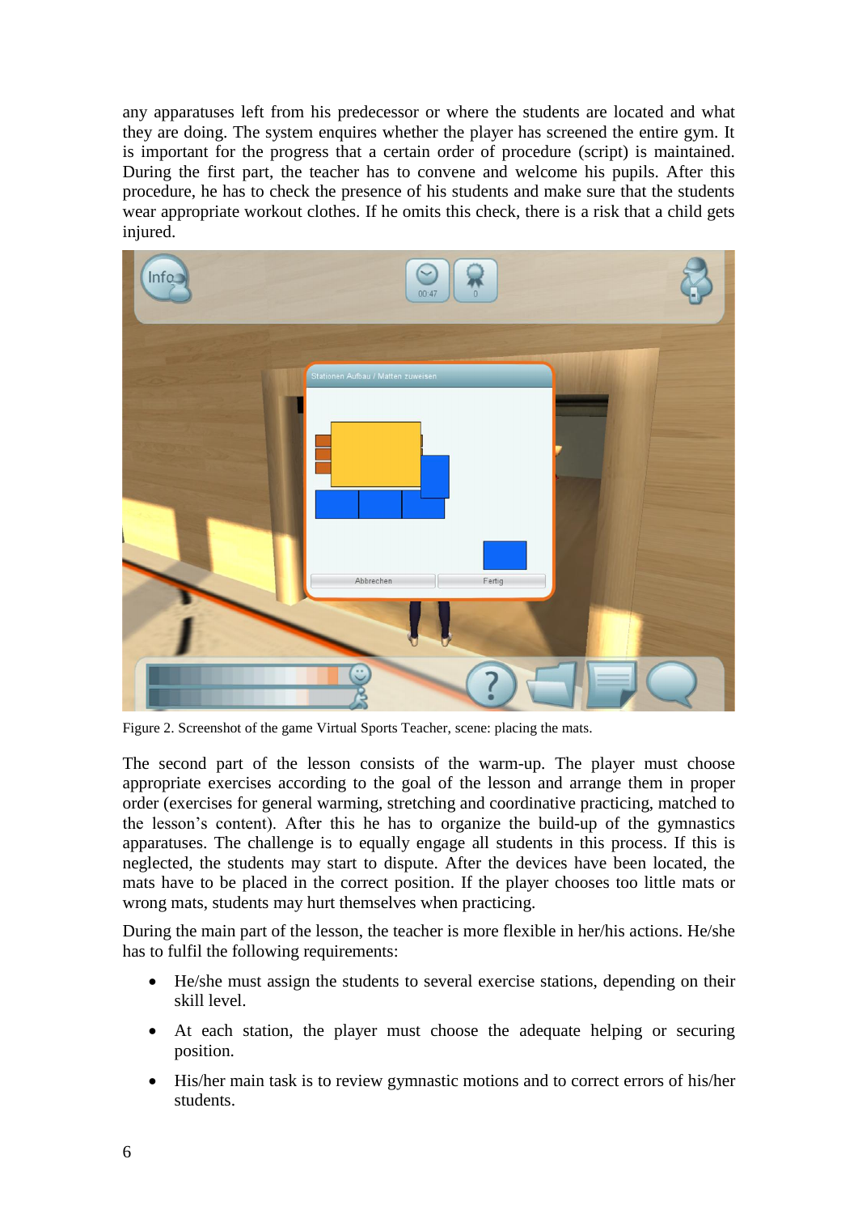any apparatuses left from his predecessor or where the students are located and what they are doing. The system enquires whether the player has screened the entire gym. It is important for the progress that a certain order of procedure (script) is maintained. During the first part, the teacher has to convene and welcome his pupils. After this procedure, he has to check the presence of his students and make sure that the students wear appropriate workout clothes. If he omits this check, there is a risk that a child gets injured.

Figure 2. Screenshot of the game Virtual Sports Teacher, scene: placing the mats.

The second part of the lesson consists of the warm-up. The player must choose appropriate exercises according to the goal of the lesson and arrange them in proper order (exercises for general warming, stretching and coordinative practicing, matched to the lesson's content). After this he has to organize the build-up of the gymnastics apparatuses. The challenge is to equally engage all students in this process. If this is neglected, the students may start to dispute. After the devices have been located, the mats have to be placed in the correct position. If the player chooses too little mats or wrong mats, students may hurt themselves when practicing.

During the main part of the lesson, the teacher is more flexible in her/his actions. He/she has to fulfil the following requirements:

- He/she must assign the students to several exercise stations, depending on their skill level.
- At each station, the player must choose the adequate helping or securing position.
- His/her main task is to review gymnastic motions and to correct errors of his/her students.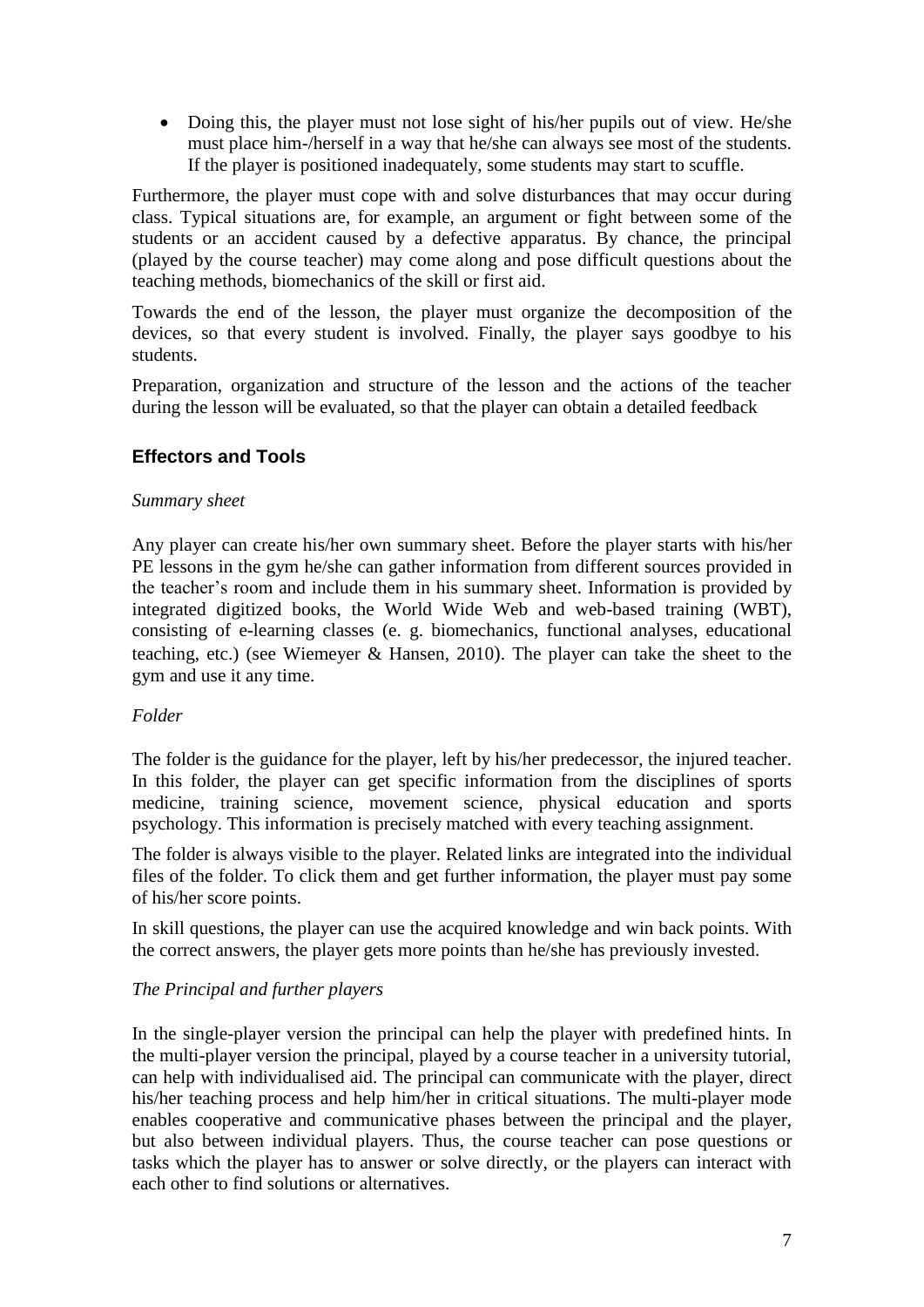- Doing this, the player must not lose sight of his/her pupils out of view. He/she must place him-/herself in a way that he/she can always see most of the students. If the player is positioned inadequately, some students may start to scuffle.

Furthermore, the player must cope with and solve disturbances that may occur during class. Typical situations are, for example, an argument or fight between some of the students or an accident caused by a defective apparatus. By chance, the principal (played by the course teacher) may come along and pose difficult questions about the teaching methods, biomechanics of the skill or first aid.

Towards the end of the lesson, the player must organize the decomposition of the devices, so that every student is involved. Finally, the player says goodbye to his students.

Preparation, organization and structure of the lesson and the actions of the teacher during the lesson will be evaluated, so that the player can obtain a detailed feedback

## Effectors and Tools

*Summary sheet*

Any player can create his/her own summary sheet. Before the player starts with his/her PE lessons in the gym he/she can gather information from different sources provided in the teacher's room and include them in his summary sheet. Information is provided by integrated digitized books, the World Wide Web and web-based training (WBT), consisting of e-learning classes (e. g. biomechanics, functional analyses, educational teaching, etc.) (see Wiemeyer & Hansen, 2010). The player can take the sheet to the gym and use it any time.

*Folder*

The folder is the guidance for the player, left by his/her predecessor, the injured teacher. In this folder, the player can get specific information from the disciplines of sports medicine, training science, movement science, physical education and sports psychology. This information is precisely matched with every teaching assignment.

The folder is always visible to the player. Related links are integrated into the individual files of the folder. To click them and get further information, the player must pay some of his/her score points.

In skill questions, the player can use the acquired knowledge and win back points. With the correct answers, the player gets more points than he/she has previously invested.

*The Principal and further players*

In the single-player version the principal can help the player with predefined hints. In the multi-player version the principal, played by a course teacher in a university tutorial, can help with individualised aid. The principal can communicate with the player, direct his/her teaching process and help him/her in critical situations. The multi-player mode enables cooperative and communicative phases between the principal and the player, but also between individual players. Thus, the course teacher can pose questions or tasks which the player has to answer or solve directly, or the players can interact with each other to find solutions or alternatives.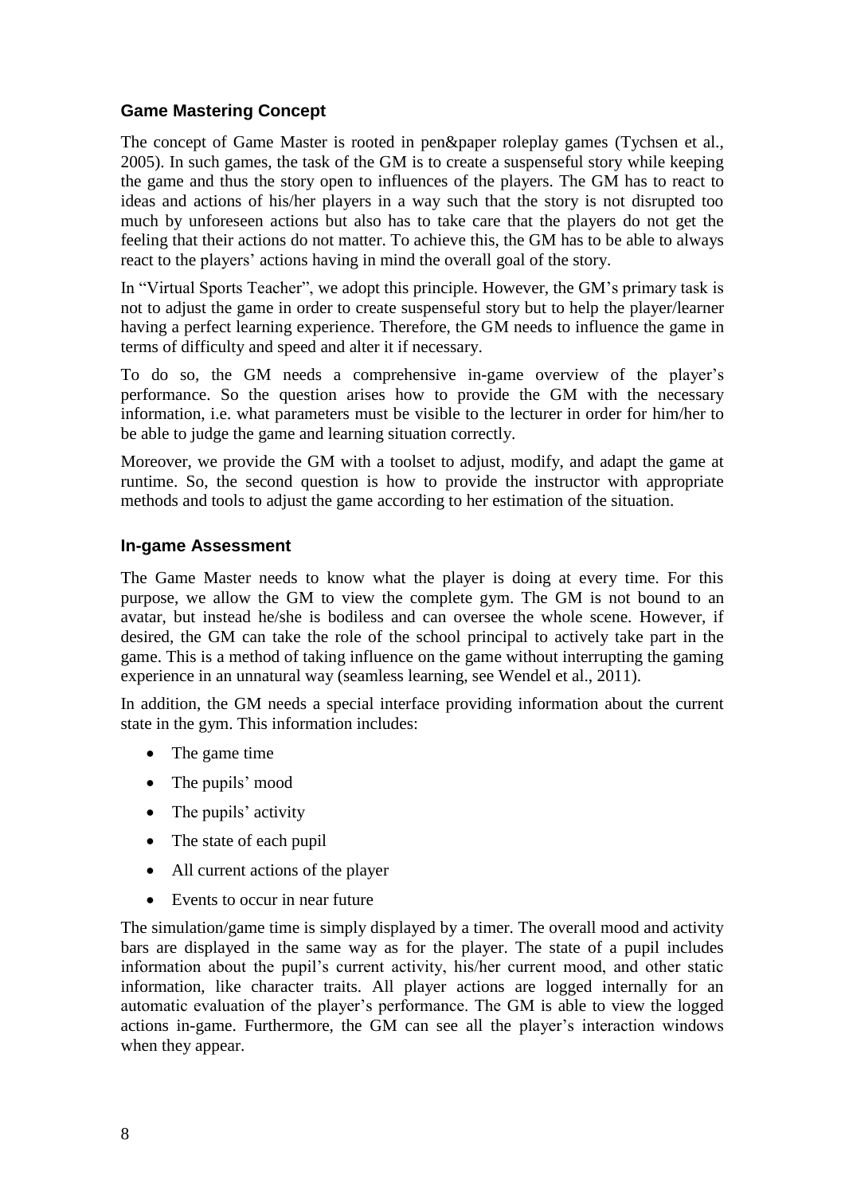## Game Mastering Concept

The concept of Game Master is rooted in pen&paper roleplay games (Tychsen et al., 2005). In such games, the task of the GM is to create a suspenseful story while keeping the game and thus the story open to influences of the players. The GM has to react to ideas and actions of his/her players in a way such that the story is not disrupted too much by unforeseen actions but also has to take care that the players do not get the feeling that their actions do not matter. To achieve this, the GM has to be able to always react to the players' actions having in mind the overall goal of the story.

In "Virtual Sports Teacher", we adopt this principle. However, the GM's primary task is not to adjust the game in order to create suspenseful story but to help the player/learner having a perfect learning experience. Therefore, the GM needs to influence the game in terms of difficulty and speed and alter it if necessary.

To do so, the GM needs a comprehensive in-game overview of the player's performance. So the question arises how to provide the GM with the necessary information, i.e. what parameters must be visible to the lecturer in order for him/her to be able to judge the game and learning situation correctly.

Moreover, we provide the GM with a toolset to adjust, modify, and adapt the game at runtime. So, the second question is how to provide the instructor with appropriate methods and tools to adjust the game according to her estimation of the situation.

## In-game Assessment

The Game Master needs to know what the player is doing at every time. For this purpose, we allow the GM to view the complete gym. The GM is not bound to an avatar, but instead he/she is bodiless and can oversee the whole scene. However, if desired, the GM can take the role of the school principal to actively take part in the game. This is a method of taking influence on the game without interrupting the gaming experience in an unnatural way (seamless learning, see Wendel et al., 2011).

In addition, the GM needs a special interface providing information about the current state in the gym. This information includes:

- The game time
- The pupils' mood
- The pupils' activity
- The state of each pupil
- All current actions of the player
- Events to occur in near future

The simulation/game time is simply displayed by a timer. The overall mood and activity bars are displayed in the same way as for the player. The state of a pupil includes information about the pupil's current activity, his/her current mood, and other static information, like character traits. All player actions are logged internally for an automatic evaluation of the player's performance. The GM is able to view the logged actions in-game. Furthermore, the GM can see all the player's interaction windows when they appear.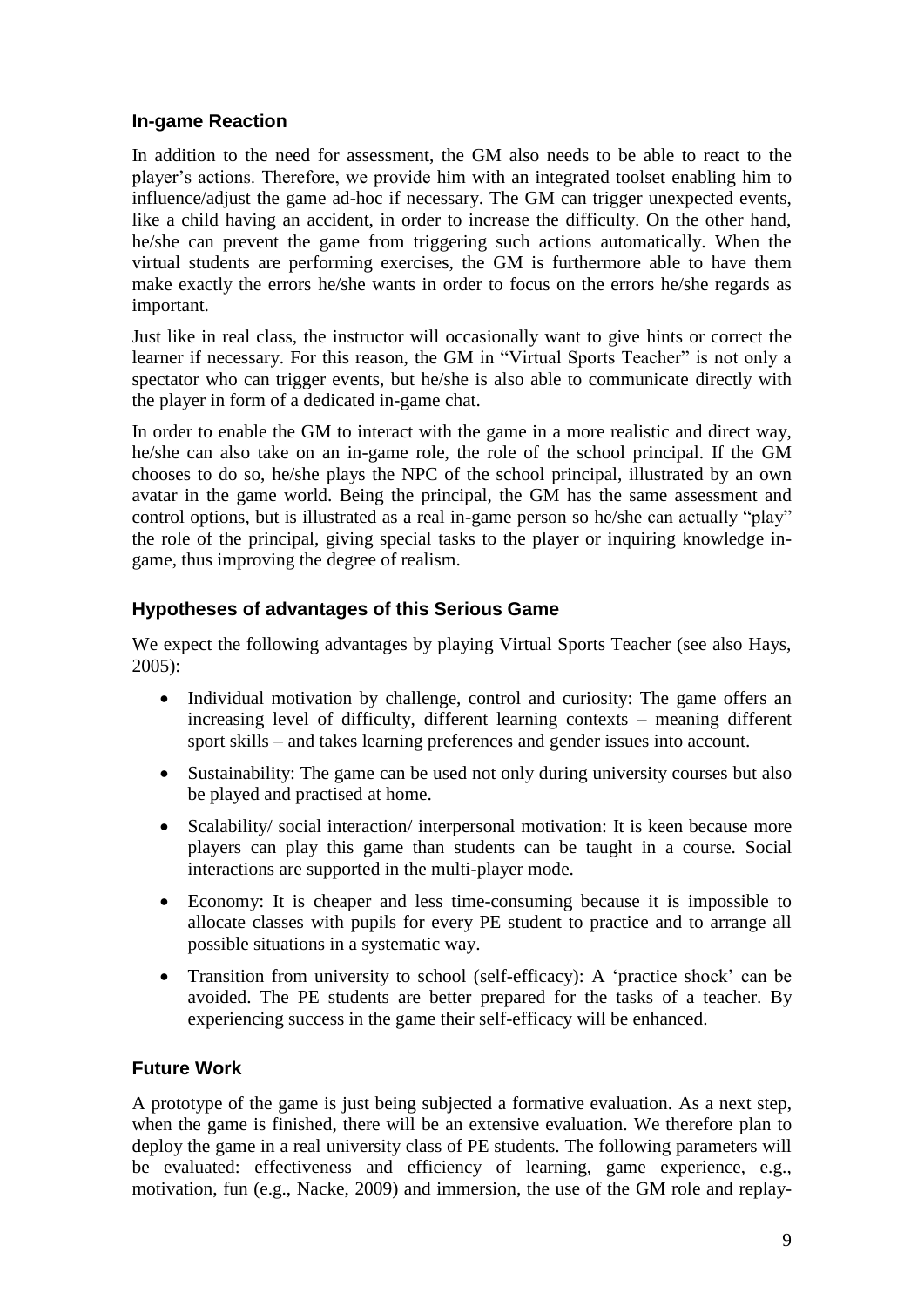### In-game Reaction

In addition to the need for assessment, the GM also needs to be able to react to the player's actions. Therefore, we provide him with an integrated toolset enabling him to influence/adjust the game ad-hoc if necessary. The GM can trigger unexpected events, like a child having an accident, in order to increase the difficulty. On the other hand, he/she can prevent the game from triggering such actions automatically. When the virtual students are performing exercises, the GM is furthermore able to have them make exactly the errors he/she wants in order to focus on the errors he/she regards as important.

Just like in real class, the instructor will occasionally want to give hints or correct the learner if necessary. For this reason, the GM in "Virtual Sports Teacher" is not only a spectator who can trigger events, but he/she is also able to communicate directly with the player in form of a dedicated in-game chat.

In order to enable the GM to interact with the game in a more realistic and direct way, he/she can also take on an in-game role, the role of the school principal. If the GM chooses to do so, he/she plays the NPC of the school principal, illustrated by an own avatar in the game world. Being the principal, the GM has the same assessment and control options, but is illustrated as a real in-game person so he/she can actually "play" the role of the principal, giving special tasks to the player or inquiring knowledge in-game, thus improving the degree of realism.

### Hypotheses of advantages of this Serious Game

We expect the following advantages by playing Virtual Sports Teacher (see also Hays, 2005):

- Individual motivation by challenge, control and curiosity: The game offers an increasing level of difficulty, different learning contexts – meaning different sport skills – and takes learning preferences and gender issues into account.
- Sustainability: The game can be used not only during university courses but also be played and practised at home.
- Scalability/ social interaction/ interpersonal motivation: It is keen because more players can play this game than students can be taught in a course. Social interactions are supported in the multi-player mode.
- Economy: It is cheaper and less time-consuming because it is impossible to allocate classes with pupils for every PE student to practice and to arrange all possible situations in a systematic way.
- Transition from university to school (self-efficacy): A 'practice shock' can be avoided. The PE students are better prepared for the tasks of a teacher. By experiencing success in the game their self-efficacy will be enhanced.

### Future Work

A prototype of the game is just being subjected a formative evaluation. As a next step, when the game is finished, there will be an extensive evaluation. We therefore plan to deploy the game in a real university class of PE students. The following parameters will be evaluated: effectiveness and efficiency of learning, game experience, e.g., motivation, fun (e.g., Nacke, 2009) and immersion, the use of the GM role and replay-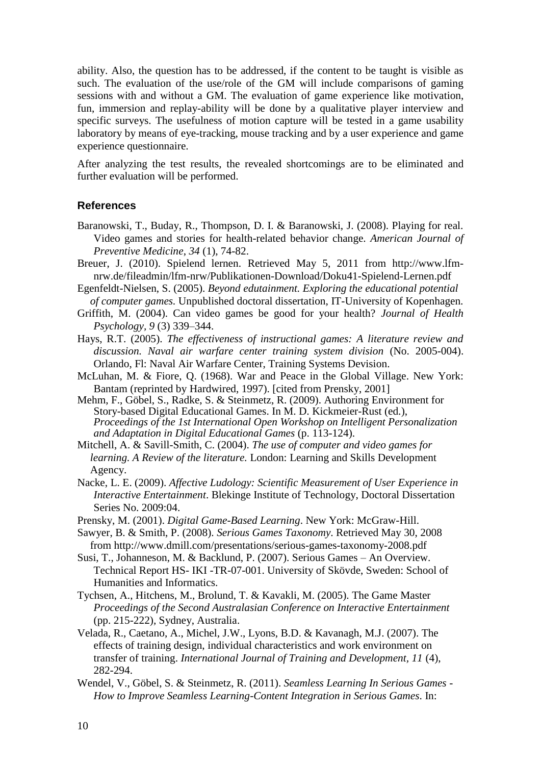ability. Also, the question has to be addressed, if the content to be taught is visible as such. The evaluation of the use/role of the GM will include comparisons of gaming sessions with and without a GM. The evaluation of game experience like motivation, fun, immersion and replay-ability will be done by a qualitative player interview and specific surveys. The usefulness of motion capture will be tested in a game usability laboratory by means of eye-tracking, mouse tracking and by a user experience and game experience questionnaire.

After analyzing the test results, the revealed shortcomings are to be eliminated and further evaluation will be performed.

## References

Baranowski, T., Buday, R., Thompson, D. I. & Baranowski, J. (2008). Playing for real. Video games and stories for health-related behavior change. *American Journal of Preventive Medicine, 34* (1), 74-82.

Breuer, J. (2010). Spielend lernen. Retrieved May 5, 2011 from http://www.lfm-nrw.de/fileadmin/lfm-nrw/Publikationen-Download/Doku41-Spielend-Lernen.pdf

Egenfeldt-Nielsen, S. (2005). *Beyond edutainment. Exploring the educational potential of computer games.* Unpublished doctoral dissertation, IT-University of Kopenhagen.

Griffith, M. (2004). Can video games be good for your health? *Journal of Health Psychology, 9* (3) 339–344.

Hays, R.T. (2005). *The effectiveness of instructional games: A literature review and discussion. Naval air warfare center training system division* (No. 2005-004). Orlando, Fl: Naval Air Warfare Center, Training Systems Devision.

McLuhan, M. & Fiore, Q. (1968). War and Peace in the Global Village. New York: Bantam (reprinted by Hardwired, 1997). [cited from Prensky, 2001]

Mehm, F., Göbel, S., Radke, S. & Steinmetz, R. (2009). Authoring Environment for Story-based Digital Educational Games. In M. D. Kickmeier-Rust (ed.), *Proceedings of the 1st International Open Workshop on Intelligent Personalization and Adaptation in Digital Educational Games* (p. 113-124).

Mitchell, A. & Savill-Smith, C. (2004). *The use of computer and video games for learning. A Review of the literature.* London: Learning and Skills Development Agency.

Nacke, L. E. (2009). *Affective Ludology: Scientific Measurement of User Experience in Interactive Entertainment*. Blekinge Institute of Technology, Doctoral Dissertation Series No. 2009:04.

Prensky, M. (2001). *Digital Game-Based Learning*. New York: McGraw-Hill.

Sawyer, B. & Smith, P. (2008). *Serious Games Taxonomy*. Retrieved May 30, 2008 from http://www.dmill.com/presentations/serious-games-taxonomy-2008.pdf

Susi, T., Johanneson, M. & Backlund, P. (2007). Serious Games – An Overview. Technical Report HS- IKI -TR-07-001. University of Skövde, Sweden: School of Humanities and Informatics.

Tychsen, A., Hitchens, M., Brolund, T. & Kavakli, M. (2005). The Game Master *Proceedings of the Second Australasian Conference on Interactive Entertainment* (pp. 215-222), Sydney, Australia.

Velada, R., Caetano, A., Michel, J.W., Lyons, B.D. & Kavanagh, M.J. (2007). The effects of training design, individual characteristics and work environment on transfer of training. *International Journal of Training and Development, 11* (4), 282-294.

Wendel, V., Göbel, S. & Steinmetz, R. (2011). *Seamless Learning In Serious Games - How to Improve Seamless Learning-Content Integration in Serious Games*. In: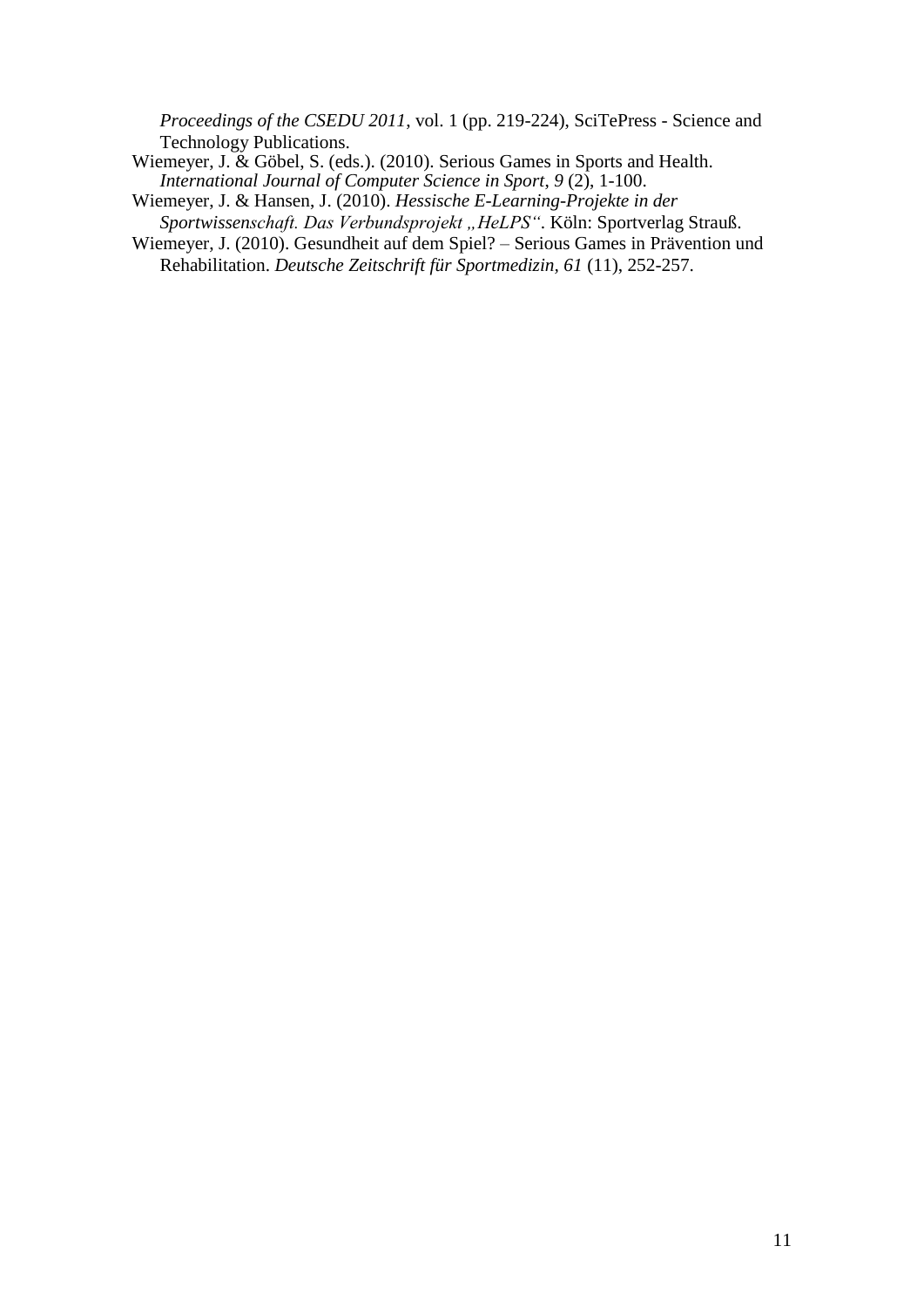*Proceedings of the CSEDU 2011*, vol. 1 (pp. 219-224), SciTePress - Science and Technology Publications.

Wiemeyer, J. & Göbel, S. (eds.). (2010). Serious Games in Sports and Health. *International Journal of Computer Science in Sport*, *9* (2), 1-100.

Wiemeyer, J. & Hansen, J. (2010). *Hessische E-Learning-Projekte in der Sportwissenschaft. Das Verbundsprojekt „HeLPS“*. Köln: Sportverlag Strauß.

Wiemeyer, J. (2010). Gesundheit auf dem Spiel? – Serious Games in Prävention und Rehabilitation. *Deutsche Zeitschrift für Sportmedizin, 61* (11), 252-257.